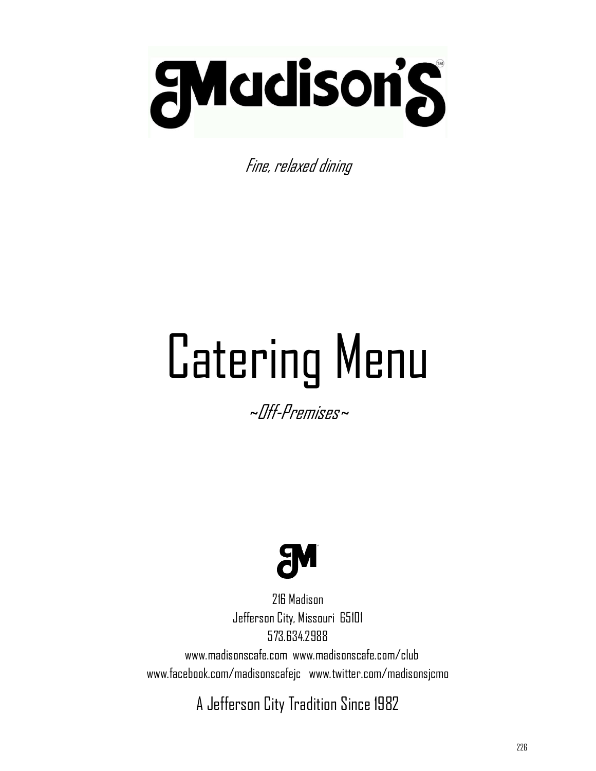# Madison's™

*Fine, relaxed dining*

# Catering Menu

*~Off-Premises~*

216 Madison
Jefferson City, Missouri 65101
573.634.2988
www.madisonscafe.com www.madisonscafe.com/club
www.facebook.com/madisonscafejc www.twitter.com/madisonsjcmo

A Jefferson City Tradition Since 1982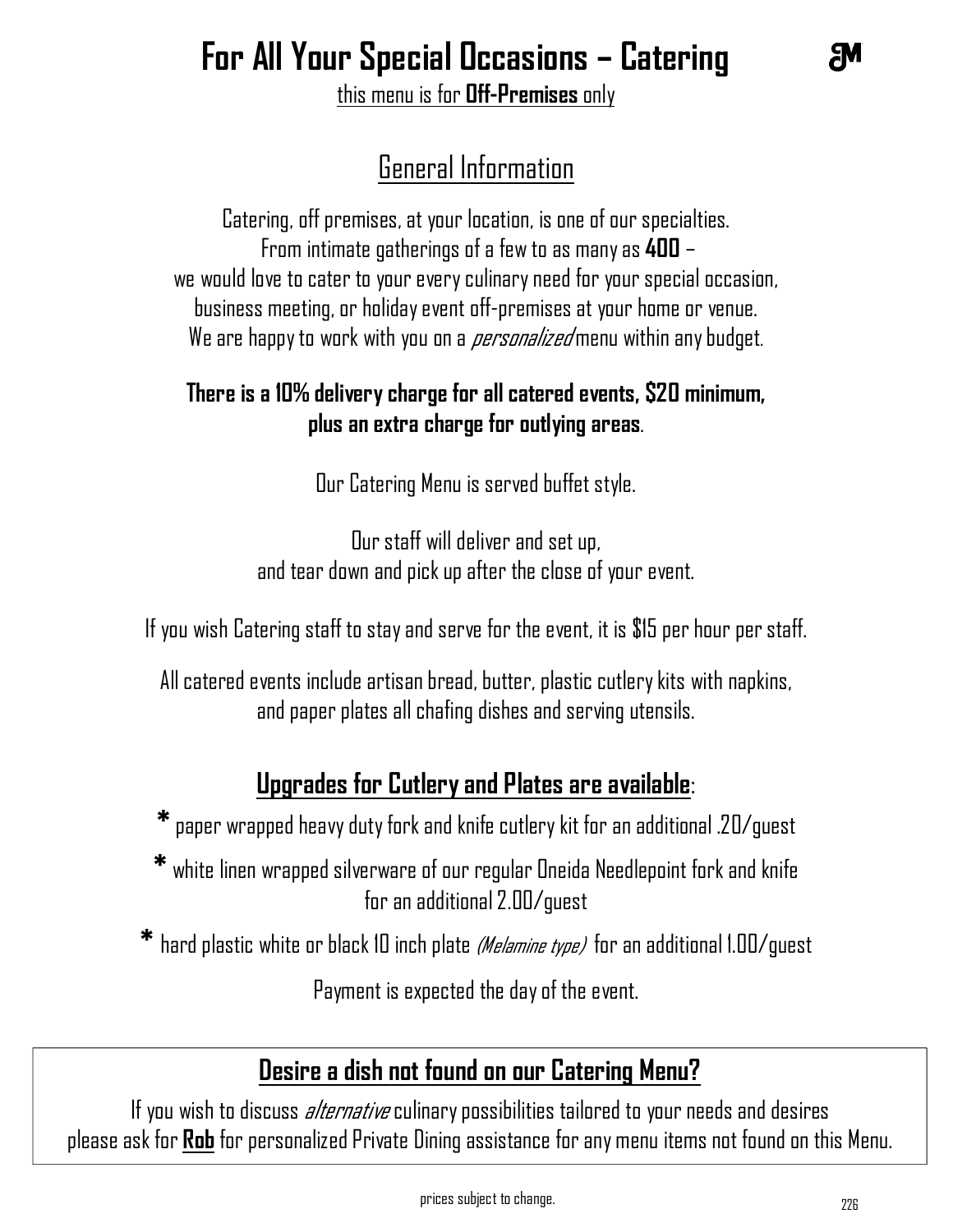# For All Your Special Occasions – Catering

this menu is for **Off-Premises** only

## General Information

Catering, off premises, at your location, is one of our specialties.
From intimate gatherings of a few to as many as **400** –
we would love to cater to your every culinary need for your special occasion,
business meeting, or holiday event off-premises at your home or venue.
We are happy to work with you on a *personalized* menu within any budget.

**There is a 10% delivery charge for all catered events, $20 minimum, plus an extra charge for outlying areas**.

Our Catering Menu is served buffet style.

Our staff will deliver and set up,
and tear down and pick up after the close of your event.

If you wish Catering staff to stay and serve for the event, it is $15 per hour per staff.

All catered events include artisan bread, butter, plastic cutlery kits with napkins,
and paper plates all chafing dishes and serving utensils.

### Upgrades for Cutlery and Plates are available:

* paper wrapped heavy duty fork and knife cutlery kit for an additional .20/guest
* white linen wrapped silverware of our regular Oneida Needlepoint fork and knife for an additional 2.00/guest
* hard plastic white or black 10 inch plate *(Melamine type)* for an additional 1.00/guest

Payment is expected the day of the event.

### Desire a dish not found on our Catering Menu?

If you wish to discuss *alternative* culinary possibilities tailored to your needs and desires
please ask for **Rob** for personalized Private Dining assistance for any menu items not found on this Menu.

prices subject to change.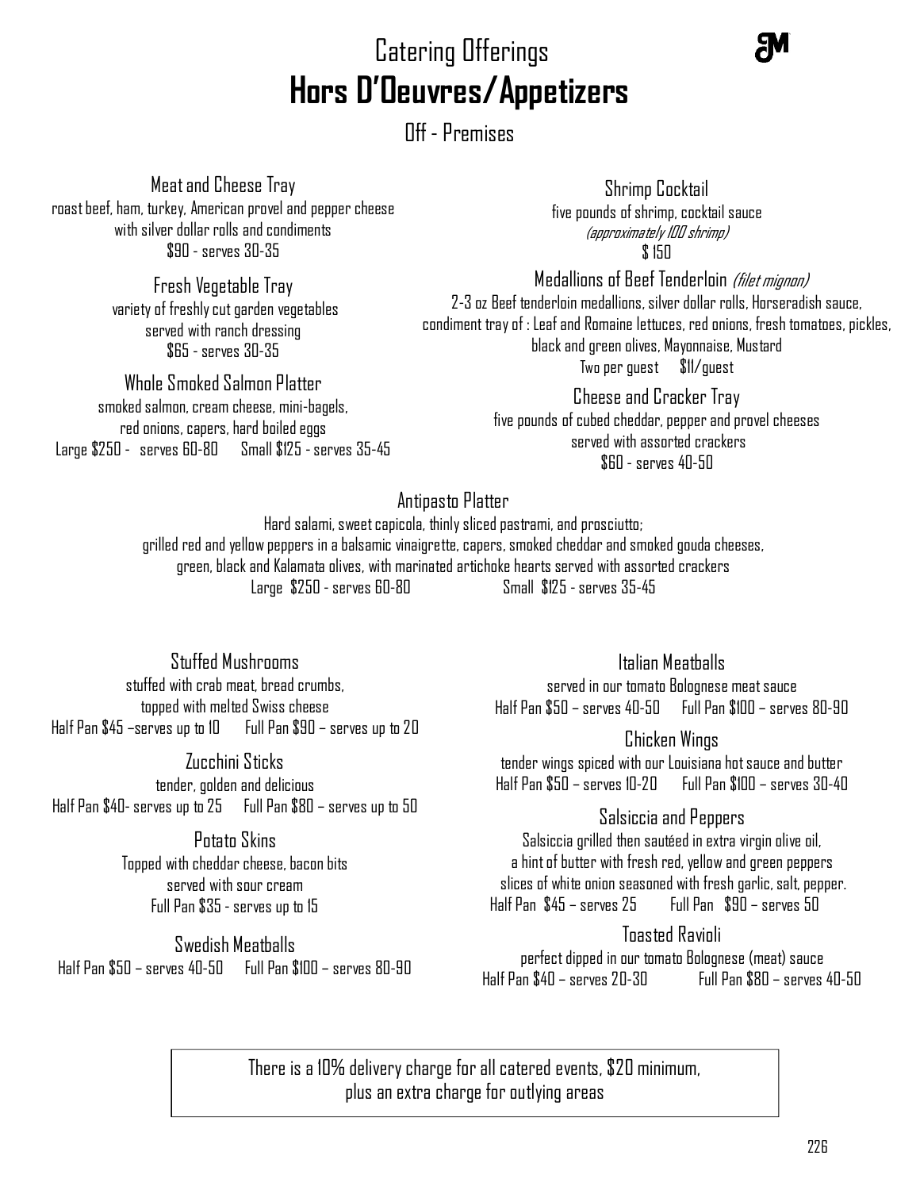# Catering Offerings

## Hors D'Oeuvres/Appetizers

Off - Premises

### Meat and Cheese Tray

roast beef, ham, turkey, American provel and pepper cheese
with silver dollar rolls and condiments
$90 - serves 30-35

### Fresh Vegetable Tray

variety of freshly cut garden vegetables
served with ranch dressing
$65 - serves 30-35

### Whole Smoked Salmon Platter

smoked salmon, cream cheese, mini-bagels,
red onions, capers, hard boiled eggs
Large $250 - serves 60-80   Small $125 - serves 35-45

### Shrimp Cocktail

five pounds of shrimp, cocktail sauce
*(approximately 100 shrimp)*
$ 150

### Medallions of Beef Tenderloin *(filet mignon)*

2-3 oz Beef tenderloin medallions, silver dollar rolls, Horseradish sauce,
condiment tray of : Leaf and Romaine lettuces, red onions, fresh tomatoes, pickles,
black and green olives, Mayonnaise, Mustard
Two per guest   $11/guest

### Cheese and Cracker Tray

five pounds of cubed cheddar, pepper and provel cheeses
served with assorted crackers
$60 - serves 40-50

### Antipasto Platter

Hard salami, sweet capicola, thinly sliced pastrami, and prosciutto;
grilled red and yellow peppers in a balsamic vinaigrette, capers, smoked cheddar and smoked gouda cheeses,
green, black and Kalamata olives, with marinated artichoke hearts served with assorted crackers
Large $250 - serves 60-80   Small $125 - serves 35-45

### Stuffed Mushrooms

stuffed with crab meat, bread crumbs,
topped with melted Swiss cheese
Half Pan $45 –serves up to 10   Full Pan $90 – serves up to 20

### Zucchini Sticks

tender, golden and delicious
Half Pan $40- serves up to 25   Full Pan $80 – serves up to 50

### Potato Skins

Topped with cheddar cheese, bacon bits
served with sour cream
Full Pan $35 - serves up to 15

### Swedish Meatballs

Half Pan $50 – serves 40-50   Full Pan $100 – serves 80-90

### Italian Meatballs

served in our tomato Bolognese meat sauce
Half Pan $50 – serves 40-50   Full Pan $100 – serves 80-90

### Chicken Wings

tender wings spiced with our Louisiana hot sauce and butter
Half Pan $50 – serves 10-20   Full Pan $100 – serves 30-40

### Salsiccia and Peppers

Salsiccia grilled then sautéed in extra virgin olive oil,
a hint of butter with fresh red, yellow and green peppers
slices of white onion seasoned with fresh garlic, salt, pepper.
Half Pan $45 – serves 25   Full Pan $90 – serves 50

### Toasted Ravioli

perfect dipped in our tomato Bolognese (meat) sauce
Half Pan $40 – serves 20-30   Full Pan $80 – serves 40-50

There is a 10% delivery charge for all catered events, $20 minimum,
plus an extra charge for outlying areas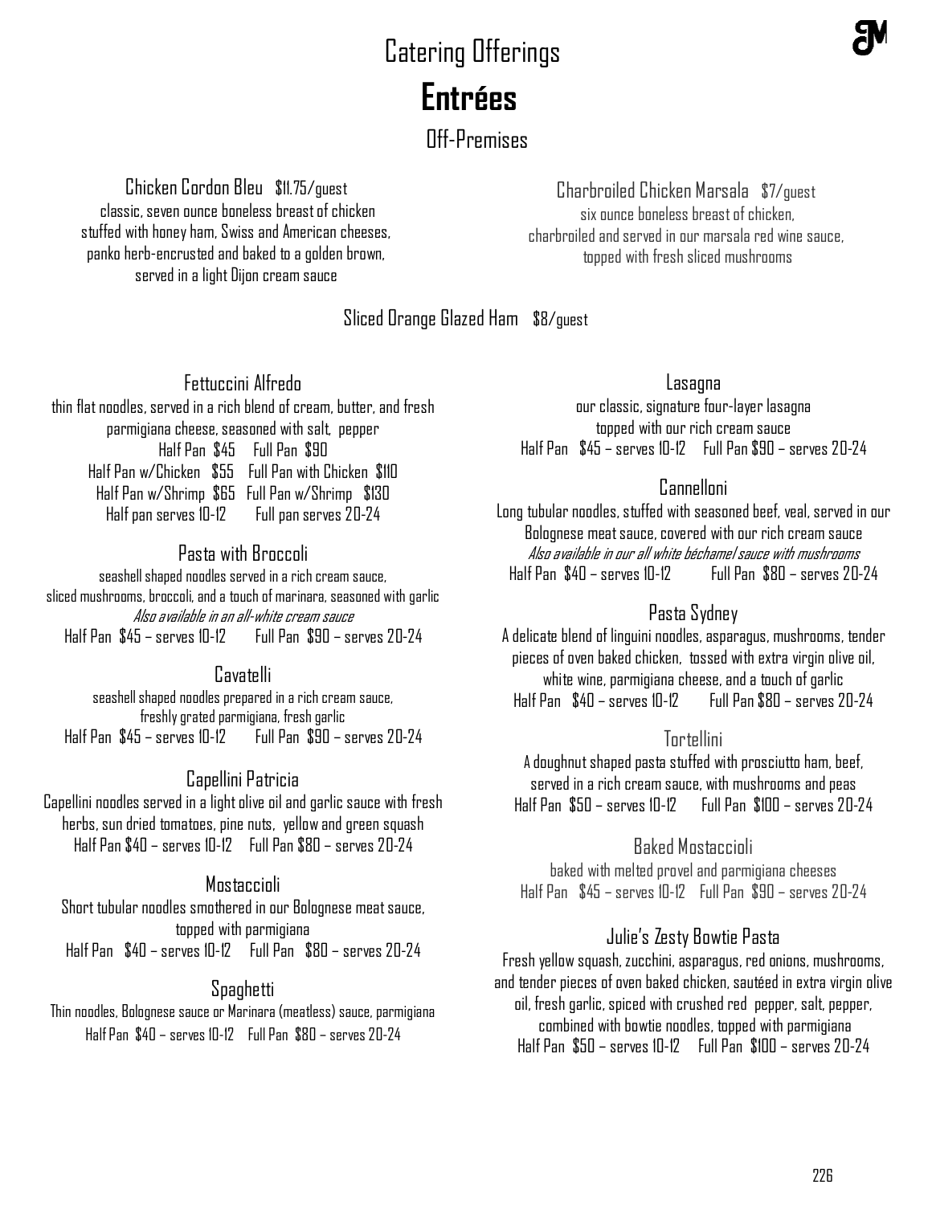# Catering Offerings

# Entrées

## Off-Premises

### Chicken Cordon Bleu $11.75/guest

classic, seven ounce boneless breast of chicken stuffed with honey ham, Swiss and American cheeses, panko herb-encrusted and baked to a golden brown, served in a light Dijon cream sauce

### Charbroiled Chicken Marsala $7/guest

six ounce boneless breast of chicken, charbroiled and served in our marsala red wine sauce, topped with fresh sliced mushrooms

### Sliced Orange Glazed Ham $8/guest

### Fettuccini Alfredo

thin flat noodles, served in a rich blend of cream, butter, and fresh parmigiana cheese, seasoned with salt, pepper

Half Pan $45 Full Pan $90

Half Pan w/Chicken $55 Full Pan with Chicken $110

Half Pan w/Shrimp $65 Full Pan w/Shrimp $130

Half pan serves 10-12 Full pan serves 20-24

### Pasta with Broccoli

seashell shaped noodles served in a rich cream sauce, sliced mushrooms, broccoli, and a touch of marinara, seasoned with garlic

*Also available in an all-white cream sauce*

Half Pan $45 – serves 10-12 Full Pan $90 – serves 20-24

### Cavatelli

seashell shaped noodles prepared in a rich cream sauce, freshly grated parmigiana, fresh garlic

Half Pan $45 – serves 10-12 Full Pan $90 – serves 20-24

### Capellini Patricia

Capellini noodles served in a light olive oil and garlic sauce with fresh herbs, sun dried tomatoes, pine nuts, yellow and green squash

Half Pan $40 – serves 10-12 Full Pan $80 – serves 20-24

### Mostaccioli

Short tubular noodles smothered in our Bolognese meat sauce, topped with parmigiana

Half Pan $40 – serves 10-12 Full Pan $80 – serves 20-24

### Spaghetti

Thin noodles, Bolognese sauce or Marinara (meatless) sauce, parmigiana

Half Pan $40 – serves 10-12 Full Pan $80 – serves 20-24

### Lasagna

our classic, signature four-layer lasagna topped with our rich cream sauce

Half Pan $45 – serves 10-12 Full Pan $90 – serves 20-24

### Cannelloni

Long tubular noodles, stuffed with seasoned beef, veal, served in our Bolognese meat sauce, covered with our rich cream sauce

*Also available in our all white béchamel sauce with mushrooms*

Half Pan $40 – serves 10-12 Full Pan $80 – serves 20-24

### Pasta Sydney

A delicate blend of linguini noodles, asparagus, mushrooms, tender pieces of oven baked chicken, tossed with extra virgin olive oil, white wine, parmigiana cheese, and a touch of garlic

Half Pan $40 – serves 10-12 Full Pan $80 – serves 20-24

### Tortellini

A doughnut shaped pasta stuffed with prosciutto ham, beef, served in a rich cream sauce, with mushrooms and peas

Half Pan $50 – serves 10-12 Full Pan $100 – serves 20-24

### Baked Mostaccioli

baked with melted provel and parmigiana cheeses

Half Pan $45 – serves 10-12 Full Pan $90 – serves 20-24

### Julie's Zesty Bowtie Pasta

Fresh yellow squash, zucchini, asparagus, red onions, mushrooms, and tender pieces of oven baked chicken, sautéed in extra virgin olive oil, fresh garlic, spiced with crushed red pepper, salt, pepper, combined with bowtie noodles, topped with parmigiana

Half Pan $50 – serves 10-12 Full Pan $100 – serves 20-24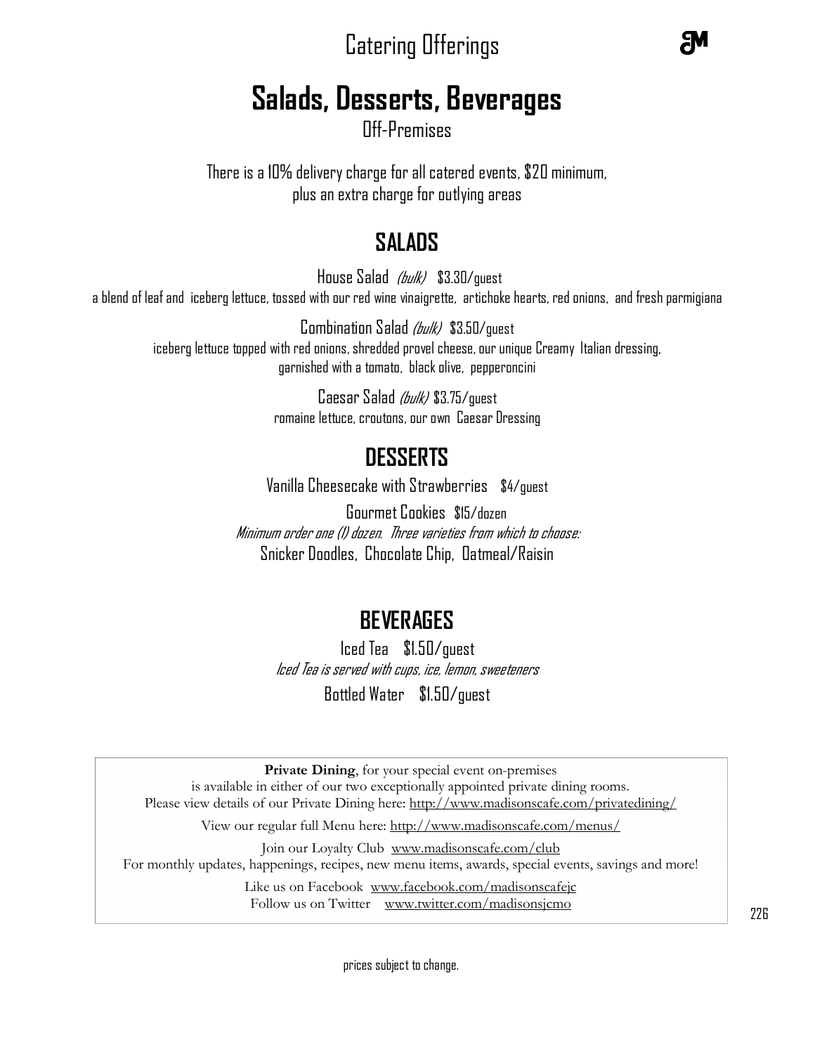Catering Offerings

# Salads, Desserts, Beverages

Off-Premises

There is a 10% delivery charge for all catered events, $20 minimum, plus an extra charge for outlying areas

## SALADS

House Salad *(bulk)* $3.30/guest
a blend of leaf and iceberg lettuce, tossed with our red wine vinaigrette, artichoke hearts, red onions, and fresh parmigiana

Combination Salad *(bulk)* $3.50/guest
iceberg lettuce topped with red onions, shredded provel cheese, our unique Creamy Italian dressing, garnished with a tomato, black olive, pepperoncini

Caesar Salad *(bulk)* $3.75/guest
romaine lettuce, croutons, our own Caesar Dressing

## DESSERTS

Vanilla Cheesecake with Strawberries $4/guest

Gourmet Cookies $15/dozen
*Minimum order one (1) dozen. Three varieties from which to choose:*
Snicker Doodles, Chocolate Chip, Oatmeal/Raisin

## BEVERAGES

Iced Tea $1.50/guest
*Iced Tea is served with cups, ice, lemon, sweeteners*

Bottled Water $1.50/guest

**Private Dining**, for your special event on-premises is available in either of our two exceptionally appointed private dining rooms.
Please view details of our Private Dining here: http://www.madisonscafe.com/privatedining/

View our regular full Menu here: http://www.madisonscafe.com/menus/

Join our Loyalty Club www.madisonscafe.com/club
For monthly updates, happenings, recipes, new menu items, awards, special events, savings and more!

Like us on Facebook www.facebook.com/madisonscafejc
Follow us on Twitter www.twitter.com/madisonsjcmo

prices subject to change.